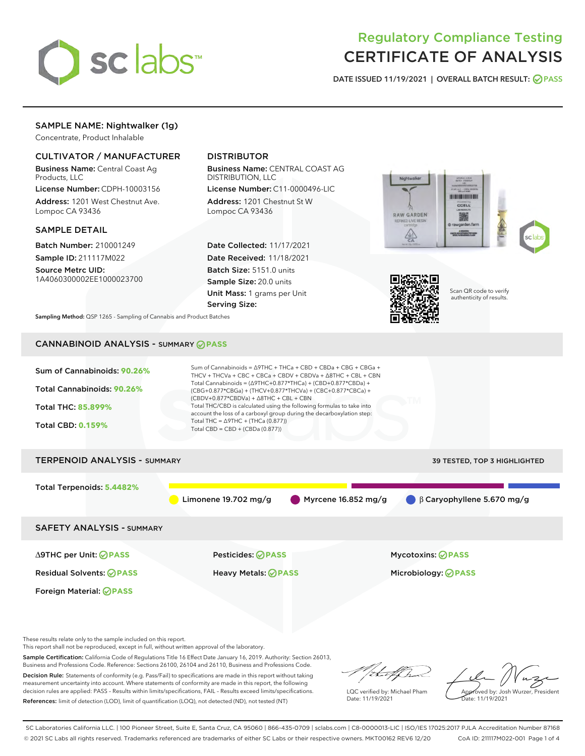# Regulatory Compliance Testing
# CERTIFICATE OF ANALYSIS

DATE ISSUED 11/19/2021 | OVERALL BATCH RESULT: PASS

## SAMPLE NAME: Nightwalker (1g)

Concentrate, Product Inhalable

### CULTIVATOR / MANUFACTURER

**Business Name:** Central Coast Ag Products, LLC
**License Number:** CDPH-10003156
**Address:** 1201 West Chestnut Ave. Lompoc CA 93436

### DISTRIBUTOR

**Business Name:** CENTRAL COAST AG DISTRIBUTION, LLC
**License Number:** C11-0000496-LIC
**Address:** 1201 Chestnut St W Lompoc CA 93436

### SAMPLE DETAIL

**Batch Number:** 210001249
**Sample ID:** 211117M022
**Source Metrc UID:** 1A4060300002EE1000023700

**Date Collected:** 11/17/2021
**Date Received:** 11/18/2021
**Batch Size:** 5151.0 units
**Sample Size:** 20.0 units
**Unit Mass:** 1 grams per Unit
**Serving Size:**

Scan QR code to verify authenticity of results.

**Sampling Method:** QSP 1265 - Sampling of Cannabis and Product Batches

## CANNABINOID ANALYSIS - SUMMARY PASS

Sum of Cannabinoids: **90.26%**
Total Cannabinoids: **90.26%**
Total THC: **85.899%**
Total CBD: **0.159%**

Sum of Cannabinoids = Δ9THC + THCa + CBD + CBDa + CBG + CBGa + THCV + THCVa + CBC + CBCa + CBDV + CBDVa + Δ8THC + CBL + CBN
Total Cannabinoids = (Δ9THC+0.877*THCa) + (CBD+0.877*CBDa) + (CBG+0.877*CBGa) + (THCV+0.877*THCVa) + (CBC+0.877*CBCa) + (CBDV+0.877*CBDVa) + Δ8THC + CBL + CBN
Total THC/CBD is calculated using the following formulas to take into account the loss of a carboxyl group during the decarboxylation step:
Total THC = Δ9THC + (THCa (0.877))
Total CBD = CBD + (CBDa (0.877))

## TERPENOID ANALYSIS - SUMMARY

39 TESTED, TOP 3 HIGHLIGHTED

Total Terpenoids: **5.4482%**

Limonene 19.702 mg/g
Myrcene 16.852 mg/g
β Caryophyllene 5.670 mg/g

## SAFETY ANALYSIS - SUMMARY

Δ9THC per Unit: PASS
Pesticides: PASS
Mycotoxins: PASS
Residual Solvents: PASS
Heavy Metals: PASS
Microbiology: PASS
Foreign Material: PASS

These results relate only to the sample included on this report.
This report shall not be reproduced, except in full, without written approval of the laboratory.

**Sample Certification:** California Code of Regulations Title 16 Effect Date January 16, 2019. Authority: Section 26013, Business and Professions Code. Reference: Sections 26100, 26104 and 26110, Business and Professions Code.

**Decision Rule:** Statements of conformity (e.g. Pass/Fail) to specifications are made in this report without taking measurement uncertainty into account. Where statements of conformity are made in this report, the following decision rules are applied: PASS – Results within limits/specifications, FAIL – Results exceed limits/specifications.

**References:** limit of detection (LOD), limit of quantification (LOQ), not detected (ND), not tested (NT)

LQC verified by: Michael Pham
Date: 11/19/2021

Approved by: Josh Wurzer, President
Date: 11/19/2021

SC Laboratories California LLC. | 100 Pioneer Street, Suite E, Santa Cruz, CA 95060 | 866-435-0709 | sclabs.com | C8-0000013-LIC | ISO/IES 17025:2017 PJLA Accreditation Number 87168
© 2021 SC Labs all rights reserved. Trademarks referenced are trademarks of either SC Labs or their respective owners. MKT00162 REV6 12/20 CoA ID: 211117M022-001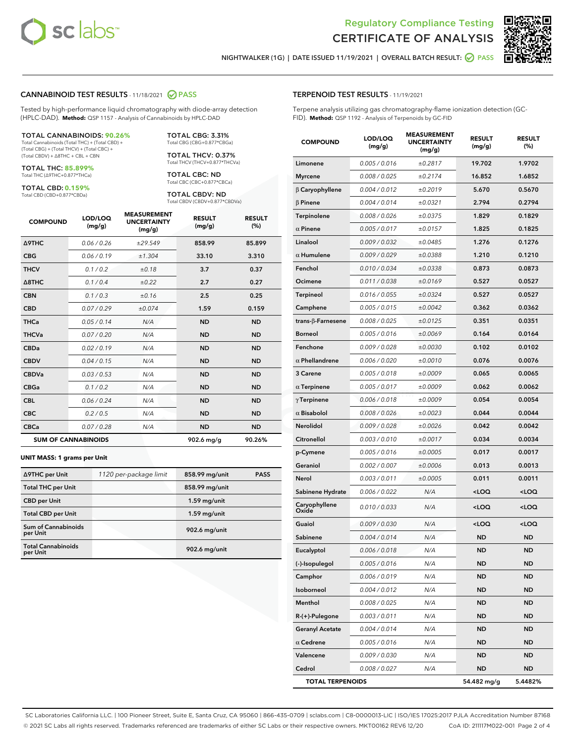Regulatory Compliance Testing

# CERTIFICATE OF ANALYSIS

NIGHTWALKER (1G) | DATE ISSUED 11/19/2021 | OVERALL BATCH RESULT: PASS

## CANNABINOID TEST RESULTS - 11/18/2021 PASS

Tested by high-performance liquid chromatography with diode-array detection (HPLC-DAD). **Method:** QSP 1157 - Analysis of Cannabinoids by HPLC-DAD

**TOTAL CANNABINOIDS: 90.26%**
Total Cannabinoids (Total THC) + (Total CBD) + (Total CBG) + (Total THCV) + (Total CBC) + (Total CBDV) + Δ8THC + CBL + CBN

**TOTAL THC: 85.899%**
Total THC (Δ9THC+0.877*THCa)

**TOTAL CBD: 0.159%**
Total CBD (CBD+0.877*CBDa)

**TOTAL CBG: 3.31%**
Total CBG (CBG+0.877*CBGa)

**TOTAL THCV: 0.37%**
Total THCV (THCV+0.877*THCVa)

**TOTAL CBC: ND**
Total CBC (CBC+0.877*CBCa)

**TOTAL CBDV: ND**
Total CBDV (CBDV+0.877*CBDVa)

| COMPOUND | LOD/LOQ (mg/g) | MEASUREMENT UNCERTAINTY (mg/g) | RESULT (mg/g) | RESULT (%) |
|---|---|---|---|---|
| Δ9THC | 0.06 / 0.26 | ±29.549 | 858.99 | 85.899 |
| CBG | 0.06 / 0.19 | ±1.304 | 33.10 | 3.310 |
| THCV | 0.1 / 0.2 | ±0.18 | 3.7 | 0.37 |
| Δ8THC | 0.1 / 0.4 | ±0.22 | 2.7 | 0.27 |
| CBN | 0.1 / 0.3 | ±0.16 | 2.5 | 0.25 |
| CBD | 0.07 / 0.29 | ±0.074 | 1.59 | 0.159 |
| THCa | 0.05 / 0.14 | N/A | ND | ND |
| THCVa | 0.07 / 0.20 | N/A | ND | ND |
| CBDa | 0.02 / 0.19 | N/A | ND | ND |
| CBDV | 0.04 / 0.15 | N/A | ND | ND |
| CBDVa | 0.03 / 0.53 | N/A | ND | ND |
| CBGa | 0.1 / 0.2 | N/A | ND | ND |
| CBL | 0.06 / 0.24 | N/A | ND | ND |
| CBC | 0.2 / 0.5 | N/A | ND | ND |
| CBCa | 0.07 / 0.28 | N/A | ND | ND |
| **SUM OF CANNABINOIDS** | | | 902.6 mg/g | 90.26% |

**UNIT MASS: 1 grams per Unit**

| | | | |
|---|---|---|---|
| Δ9THC per Unit | 1120 per-package limit | 858.99 mg/unit | PASS |
| Total THC per Unit | | 858.99 mg/unit | |
| CBD per Unit | | 1.59 mg/unit | |
| Total CBD per Unit | | 1.59 mg/unit | |
| Sum of Cannabinoids per Unit | | 902.6 mg/unit | |
| Total Cannabinoids per Unit | | 902.6 mg/unit | |

## TERPENOID TEST RESULTS - 11/19/2021

Terpene analysis utilizing gas chromatography-flame ionization detection (GC-FID). **Method:** QSP 1192 - Analysis of Terpenoids by GC-FID

| COMPOUND | LOD/LOQ (mg/g) | MEASUREMENT UNCERTAINTY (mg/g) | RESULT (mg/g) | RESULT (%) |
|---|---|---|---|---|
| Limonene | 0.005 / 0.016 | ±0.2817 | 19.702 | 1.9702 |
| Myrcene | 0.008 / 0.025 | ±0.2174 | 16.852 | 1.6852 |
| β Caryophyllene | 0.004 / 0.012 | ±0.2019 | 5.670 | 0.5670 |
| β Pinene | 0.004 / 0.014 | ±0.0321 | 2.794 | 0.2794 |
| Terpinolene | 0.008 / 0.026 | ±0.0375 | 1.829 | 0.1829 |
| α Pinene | 0.005 / 0.017 | ±0.0157 | 1.825 | 0.1825 |
| Linalool | 0.009 / 0.032 | ±0.0485 | 1.276 | 0.1276 |
| α Humulene | 0.009 / 0.029 | ±0.0388 | 1.210 | 0.1210 |
| Fenchol | 0.010 / 0.034 | ±0.0338 | 0.873 | 0.0873 |
| Ocimene | 0.011 / 0.038 | ±0.0169 | 0.527 | 0.0527 |
| Terpineol | 0.016 / 0.055 | ±0.0324 | 0.527 | 0.0527 |
| Camphene | 0.005 / 0.015 | ±0.0042 | 0.362 | 0.0362 |
| trans-β-Farnesene | 0.008 / 0.025 | ±0.0125 | 0.351 | 0.0351 |
| Borneol | 0.005 / 0.016 | ±0.0069 | 0.164 | 0.0164 |
| Fenchone | 0.009 / 0.028 | ±0.0030 | 0.102 | 0.0102 |
| α Phellandrene | 0.006 / 0.020 | ±0.0010 | 0.076 | 0.0076 |
| 3 Carene | 0.005 / 0.018 | ±0.0009 | 0.065 | 0.0065 |
| α Terpinene | 0.005 / 0.017 | ±0.0009 | 0.062 | 0.0062 |
| γ Terpinene | 0.006 / 0.018 | ±0.0009 | 0.054 | 0.0054 |
| α Bisabolol | 0.008 / 0.026 | ±0.0023 | 0.044 | 0.0044 |
| Nerolidol | 0.009 / 0.028 | ±0.0026 | 0.042 | 0.0042 |
| Citronellol | 0.003 / 0.010 | ±0.0017 | 0.034 | 0.0034 |
| p-Cymene | 0.005 / 0.016 | ±0.0005 | 0.017 | 0.0017 |
| Geraniol | 0.002 / 0.007 | ±0.0006 | 0.013 | 0.0013 |
| Nerol | 0.003 / 0.011 | ±0.0005 | 0.011 | 0.0011 |
| Sabinene Hydrate | 0.006 / 0.022 | N/A | <LOQ | <LOQ |
| Caryophyllene Oxide | 0.010 / 0.033 | N/A | <LOQ | <LOQ |
| Guaiol | 0.009 / 0.030 | N/A | <LOQ | <LOQ |
| Sabinene | 0.004 / 0.014 | N/A | ND | ND |
| Eucalyptol | 0.006 / 0.018 | N/A | ND | ND |
| (-)-Isopulegol | 0.005 / 0.016 | N/A | ND | ND |
| Camphor | 0.006 / 0.019 | N/A | ND | ND |
| Isoborneol | 0.004 / 0.012 | N/A | ND | ND |
| Menthol | 0.008 / 0.025 | N/A | ND | ND |
| R-(+)-Pulegone | 0.003 / 0.011 | N/A | ND | ND |
| Geranyl Acetate | 0.004 / 0.014 | N/A | ND | ND |
| α Cedrene | 0.005 / 0.016 | N/A | ND | ND |
| Valencene | 0.009 / 0.030 | N/A | ND | ND |
| Cedrol | 0.008 / 0.027 | N/A | ND | ND |
| **TOTAL TERPENOIDS** | | | 54.482 mg/g | 5.4482% |

SC Laboratories California LLC. | 100 Pioneer Street, Suite E, Santa Cruz, CA 95060 | 866-435-0709 | sclabs.com | C8-0000013-LIC | ISO/IES 17025:2017 PJLA Accreditation Number 87168
© 2021 SC Labs all rights reserved. Trademarks referenced are trademarks of either SC Labs or their respective owners. MKT00162 REV6 12/20 CoA ID: 211117M022-001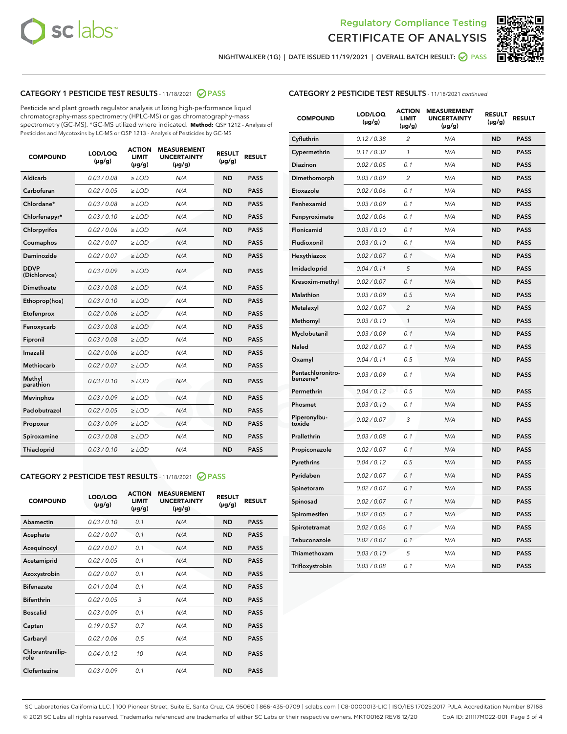Regulatory Compliance Testing
CERTIFICATE OF ANALYSIS

NIGHTWALKER (1G) | DATE ISSUED 11/19/2021 | OVERALL BATCH RESULT: PASS

## CATEGORY 1 PESTICIDE TEST RESULTS - 11/18/2021 PASS

Pesticide and plant growth regulator analysis utilizing high-performance liquid chromatography-mass spectrometry (HPLC-MS) or gas chromatography-mass spectrometry (GC-MS). *GC-MS utilized where indicated. **Method:** QSP 1212 - Analysis of Pesticides and Mycotoxins by LC-MS or QSP 1213 - Analysis of Pesticides by GC-MS

| COMPOUND | LOD/LOQ (µg/g) | ACTION LIMIT (µg/g) | MEASUREMENT UNCERTAINTY (µg/g) | RESULT (µg/g) | RESULT |
|---|---|---|---|---|---|
| Aldicarb | 0.03 / 0.08 | ≥ LOD | N/A | ND | PASS |
| Carbofuran | 0.02 / 0.05 | ≥ LOD | N/A | ND | PASS |
| Chlordane* | 0.03 / 0.08 | ≥ LOD | N/A | ND | PASS |
| Chlorfenapyr* | 0.03 / 0.10 | ≥ LOD | N/A | ND | PASS |
| Chlorpyrifos | 0.02 / 0.06 | ≥ LOD | N/A | ND | PASS |
| Coumaphos | 0.02 / 0.07 | ≥ LOD | N/A | ND | PASS |
| Daminozide | 0.02 / 0.07 | ≥ LOD | N/A | ND | PASS |
| DDVP (Dichlorvos) | 0.03 / 0.09 | ≥ LOD | N/A | ND | PASS |
| Dimethoate | 0.03 / 0.08 | ≥ LOD | N/A | ND | PASS |
| Ethoprop(hos) | 0.03 / 0.10 | ≥ LOD | N/A | ND | PASS |
| Etofenprox | 0.02 / 0.06 | ≥ LOD | N/A | ND | PASS |
| Fenoxycarb | 0.03 / 0.08 | ≥ LOD | N/A | ND | PASS |
| Fipronil | 0.03 / 0.08 | ≥ LOD | N/A | ND | PASS |
| Imazalil | 0.02 / 0.06 | ≥ LOD | N/A | ND | PASS |
| Methiocarb | 0.02 / 0.07 | ≥ LOD | N/A | ND | PASS |
| Methyl parathion | 0.03 / 0.10 | ≥ LOD | N/A | ND | PASS |
| Mevinphos | 0.03 / 0.09 | ≥ LOD | N/A | ND | PASS |
| Paclobutrazol | 0.02 / 0.05 | ≥ LOD | N/A | ND | PASS |
| Propoxur | 0.03 / 0.09 | ≥ LOD | N/A | ND | PASS |
| Spiroxamine | 0.03 / 0.08 | ≥ LOD | N/A | ND | PASS |
| Thiacloprid | 0.03 / 0.10 | ≥ LOD | N/A | ND | PASS |

## CATEGORY 2 PESTICIDE TEST RESULTS - 11/18/2021 PASS

| COMPOUND | LOD/LOQ (µg/g) | ACTION LIMIT (µg/g) | MEASUREMENT UNCERTAINTY (µg/g) | RESULT (µg/g) | RESULT |
|---|---|---|---|---|---|
| Abamectin | 0.03 / 0.10 | 0.1 | N/A | ND | PASS |
| Acephate | 0.02 / 0.07 | 0.1 | N/A | ND | PASS |
| Acequinocyl | 0.02 / 0.07 | 0.1 | N/A | ND | PASS |
| Acetamiprid | 0.02 / 0.05 | 0.1 | N/A | ND | PASS |
| Azoxystrobin | 0.02 / 0.07 | 0.1 | N/A | ND | PASS |
| Bifenazate | 0.01 / 0.04 | 0.1 | N/A | ND | PASS |
| Bifenthrin | 0.02 / 0.05 | 3 | N/A | ND | PASS |
| Boscalid | 0.03 / 0.09 | 0.1 | N/A | ND | PASS |
| Captan | 0.19 / 0.57 | 0.7 | N/A | ND | PASS |
| Carbaryl | 0.02 / 0.06 | 0.5 | N/A | ND | PASS |
| Chlorantraniliprole | 0.04 / 0.12 | 10 | N/A | ND | PASS |
| Clofentezine | 0.03 / 0.09 | 0.1 | N/A | ND | PASS |
| Cyfluthrin | 0.12 / 0.38 | 2 | N/A | ND | PASS |
| Cypermethrin | 0.11 / 0.32 | 1 | N/A | ND | PASS |
| Diazinon | 0.02 / 0.05 | 0.1 | N/A | ND | PASS |
| Dimethomorph | 0.03 / 0.09 | 2 | N/A | ND | PASS |
| Etoxazole | 0.02 / 0.06 | 0.1 | N/A | ND | PASS |
| Fenhexamid | 0.03 / 0.09 | 0.1 | N/A | ND | PASS |
| Fenpyroximate | 0.02 / 0.06 | 0.1 | N/A | ND | PASS |
| Flonicamid | 0.03 / 0.10 | 0.1 | N/A | ND | PASS |
| Fludioxonil | 0.03 / 0.10 | 0.1 | N/A | ND | PASS |
| Hexythiazox | 0.02 / 0.07 | 0.1 | N/A | ND | PASS |
| Imidacloprid | 0.04 / 0.11 | 5 | N/A | ND | PASS |
| Kresoxim-methyl | 0.02 / 0.07 | 0.1 | N/A | ND | PASS |
| Malathion | 0.03 / 0.09 | 0.5 | N/A | ND | PASS |
| Metalaxyl | 0.02 / 0.07 | 2 | N/A | ND | PASS |
| Methomyl | 0.03 / 0.10 | 1 | N/A | ND | PASS |
| Myclobutanil | 0.03 / 0.09 | 0.1 | N/A | ND | PASS |
| Naled | 0.02 / 0.07 | 0.1 | N/A | ND | PASS |
| Oxamyl | 0.04 / 0.11 | 0.5 | N/A | ND | PASS |
| Pentachloronitrobenzene* | 0.03 / 0.09 | 0.1 | N/A | ND | PASS |
| Permethrin | 0.04 / 0.12 | 0.5 | N/A | ND | PASS |
| Phosmet | 0.03 / 0.10 | 0.1 | N/A | ND | PASS |
| Piperonylbutoxide | 0.02 / 0.07 | 3 | N/A | ND | PASS |
| Prallethrin | 0.03 / 0.08 | 0.1 | N/A | ND | PASS |
| Propiconazole | 0.02 / 0.07 | 0.1 | N/A | ND | PASS |
| Pyrethrins | 0.04 / 0.12 | 0.5 | N/A | ND | PASS |
| Pyridaben | 0.02 / 0.07 | 0.1 | N/A | ND | PASS |
| Spinetoram | 0.02 / 0.07 | 0.1 | N/A | ND | PASS |
| Spinosad | 0.02 / 0.07 | 0.1 | N/A | ND | PASS |
| Spiromesifen | 0.02 / 0.05 | 0.1 | N/A | ND | PASS |
| Spirotetramat | 0.02 / 0.06 | 0.1 | N/A | ND | PASS |
| Tebuconazole | 0.02 / 0.07 | 0.1 | N/A | ND | PASS |
| Thiamethoxam | 0.03 / 0.10 | 5 | N/A | ND | PASS |
| Trifloxystrobin | 0.03 / 0.08 | 0.1 | N/A | ND | PASS |

SC Laboratories California LLC. | 100 Pioneer Street, Suite E, Santa Cruz, CA 95060 | 866-435-0709 | sclabs.com | C8-0000013-LIC | ISO/IES 17025:2017 PJLA Accreditation Number 87168
© 2021 SC Labs all rights reserved. Trademarks referenced are trademarks of either SC Labs or their respective owners. MKT00162 REV6 12/20 CoA ID: 211117M022-001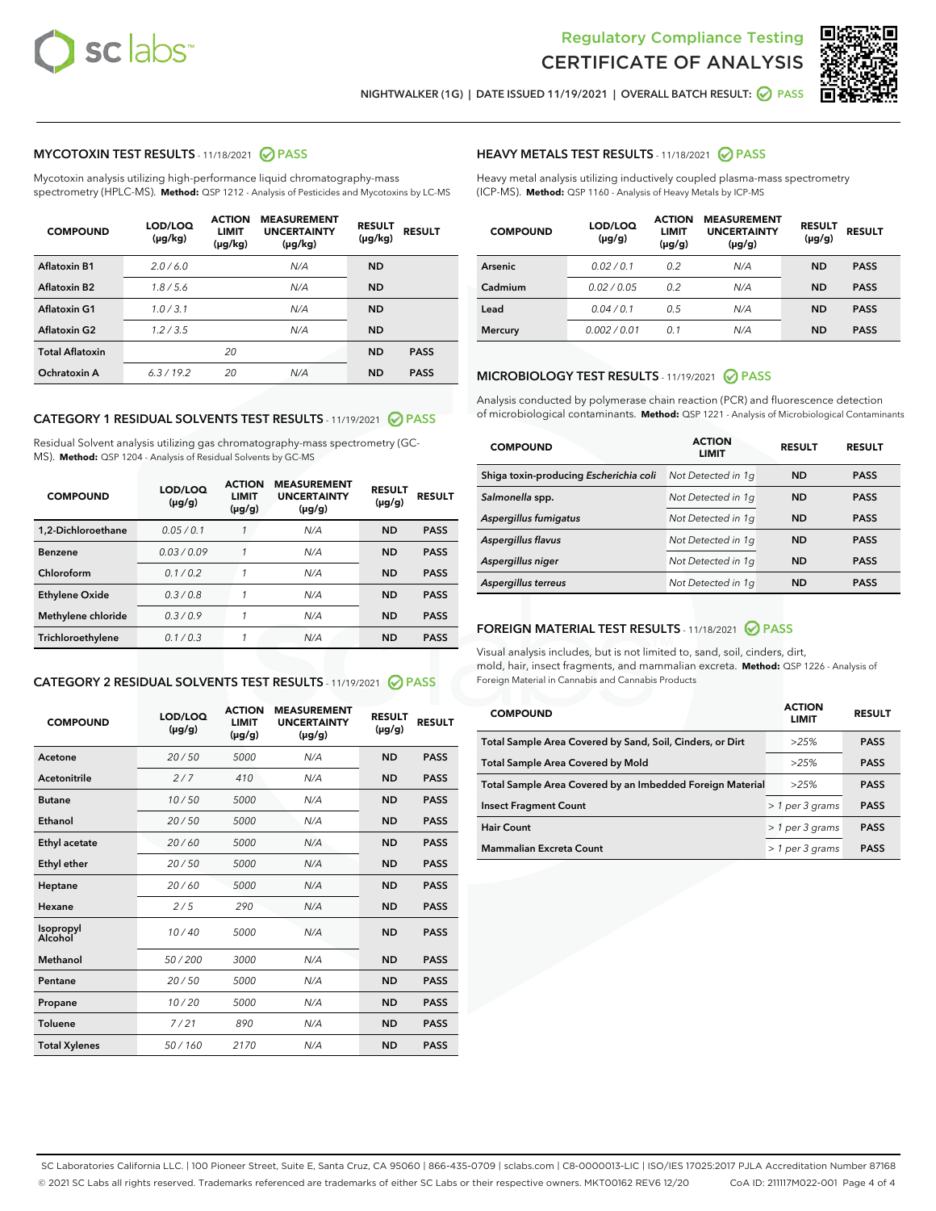Regulatory Compliance Testing
CERTIFICATE OF ANALYSIS

NIGHTWALKER (1G) | DATE ISSUED 11/19/2021 | OVERALL BATCH RESULT: PASS

## MYCOTOXIN TEST RESULTS - 11/18/2021 PASS

Mycotoxin analysis utilizing high-performance liquid chromatography-mass spectrometry (HPLC-MS). **Method:** QSP 1212 - Analysis of Pesticides and Mycotoxins by LC-MS

| COMPOUND | LOD/LOQ (μg/kg) | ACTION LIMIT (μg/kg) | MEASUREMENT UNCERTAINTY (μg/kg) | RESULT (μg/kg) | RESULT |
|---|---|---|---|---|---|
| Aflatoxin B1 | 2.0 / 6.0 | | N/A | ND | |
| Aflatoxin B2 | 1.8 / 5.6 | | N/A | ND | |
| Aflatoxin G1 | 1.0 / 3.1 | | N/A | ND | |
| Aflatoxin G2 | 1.2 / 3.5 | | N/A | ND | |
| Total Aflatoxin | | 20 | | ND | PASS |
| Ochratoxin A | 6.3 / 19.2 | 20 | N/A | ND | PASS |

## CATEGORY 1 RESIDUAL SOLVENTS TEST RESULTS - 11/19/2021 PASS

Residual Solvent analysis utilizing gas chromatography-mass spectrometry (GC-MS). **Method:** QSP 1204 - Analysis of Residual Solvents by GC-MS

| COMPOUND | LOD/LOQ (μg/g) | ACTION LIMIT (μg/g) | MEASUREMENT UNCERTAINTY (μg/g) | RESULT (μg/g) | RESULT |
|---|---|---|---|---|---|
| 1,2-Dichloroethane | 0.05 / 0.1 | 1 | N/A | ND | PASS |
| Benzene | 0.03 / 0.09 | 1 | N/A | ND | PASS |
| Chloroform | 0.1 / 0.2 | 1 | N/A | ND | PASS |
| Ethylene Oxide | 0.3 / 0.8 | 1 | N/A | ND | PASS |
| Methylene chloride | 0.3 / 0.9 | 1 | N/A | ND | PASS |
| Trichloroethylene | 0.1 / 0.3 | 1 | N/A | ND | PASS |

## CATEGORY 2 RESIDUAL SOLVENTS TEST RESULTS - 11/19/2021 PASS

| COMPOUND | LOD/LOQ (μg/g) | ACTION LIMIT (μg/g) | MEASUREMENT UNCERTAINTY (μg/g) | RESULT (μg/g) | RESULT |
|---|---|---|---|---|---|
| Acetone | 20 / 50 | 5000 | N/A | ND | PASS |
| Acetonitrile | 2 / 7 | 410 | N/A | ND | PASS |
| Butane | 10 / 50 | 5000 | N/A | ND | PASS |
| Ethanol | 20 / 50 | 5000 | N/A | ND | PASS |
| Ethyl acetate | 20 / 60 | 5000 | N/A | ND | PASS |
| Ethyl ether | 20 / 50 | 5000 | N/A | ND | PASS |
| Heptane | 20 / 60 | 5000 | N/A | ND | PASS |
| Hexane | 2 / 5 | 290 | N/A | ND | PASS |
| Isopropyl Alcohol | 10 / 40 | 5000 | N/A | ND | PASS |
| Methanol | 50 / 200 | 3000 | N/A | ND | PASS |
| Pentane | 20 / 50 | 5000 | N/A | ND | PASS |
| Propane | 10 / 20 | 5000 | N/A | ND | PASS |
| Toluene | 7 / 21 | 890 | N/A | ND | PASS |
| Total Xylenes | 50 / 160 | 2170 | N/A | ND | PASS |

## HEAVY METALS TEST RESULTS - 11/18/2021 PASS

Heavy metal analysis utilizing inductively coupled plasma-mass spectrometry (ICP-MS). **Method:** QSP 1160 - Analysis of Heavy Metals by ICP-MS

| COMPOUND | LOD/LOQ (μg/g) | ACTION LIMIT (μg/g) | MEASUREMENT UNCERTAINTY (μg/g) | RESULT (μg/g) | RESULT |
|---|---|---|---|---|---|
| Arsenic | 0.02 / 0.1 | 0.2 | N/A | ND | PASS |
| Cadmium | 0.02 / 0.05 | 0.2 | N/A | ND | PASS |
| Lead | 0.04 / 0.1 | 0.5 | N/A | ND | PASS |
| Mercury | 0.002 / 0.01 | 0.1 | N/A | ND | PASS |

## MICROBIOLOGY TEST RESULTS - 11/19/2021 PASS

Analysis conducted by polymerase chain reaction (PCR) and fluorescence detection of microbiological contaminants. **Method:** QSP 1221 - Analysis of Microbiological Contaminants

| COMPOUND | ACTION LIMIT | RESULT | RESULT |
|---|---|---|---|
| Shiga toxin-producing *Escherichia coli* | Not Detected in 1g | ND | PASS |
| *Salmonella* spp. | Not Detected in 1g | ND | PASS |
| *Aspergillus fumigatus* | Not Detected in 1g | ND | PASS |
| *Aspergillus flavus* | Not Detected in 1g | ND | PASS |
| *Aspergillus niger* | Not Detected in 1g | ND | PASS |
| *Aspergillus terreus* | Not Detected in 1g | ND | PASS |

## FOREIGN MATERIAL TEST RESULTS - 11/18/2021 PASS

Visual analysis includes, but is not limited to, sand, soil, cinders, dirt, mold, hair, insect fragments, and mammalian excreta. **Method:** QSP 1226 - Analysis of Foreign Material in Cannabis and Cannabis Products

| COMPOUND | ACTION LIMIT | RESULT |
|---|---|---|
| Total Sample Area Covered by Sand, Soil, Cinders, or Dirt | >25% | PASS |
| Total Sample Area Covered by Mold | >25% | PASS |
| Total Sample Area Covered by an Imbedded Foreign Material | >25% | PASS |
| Insect Fragment Count | > 1 per 3 grams | PASS |
| Hair Count | > 1 per 3 grams | PASS |
| Mammalian Excreta Count | > 1 per 3 grams | PASS |

SC Laboratories California LLC. | 100 Pioneer Street, Suite E, Santa Cruz, CA 95060 | 866-435-0709 | sclabs.com | C8-0000013-LIC | ISO/IES 17025:2017 PJLA Accreditation Number 87168
© 2021 SC Labs all rights reserved. Trademarks referenced are trademarks of either SC Labs or their respective owners. MKT00162 REV6 12/20 CoA ID: 211117M022-001